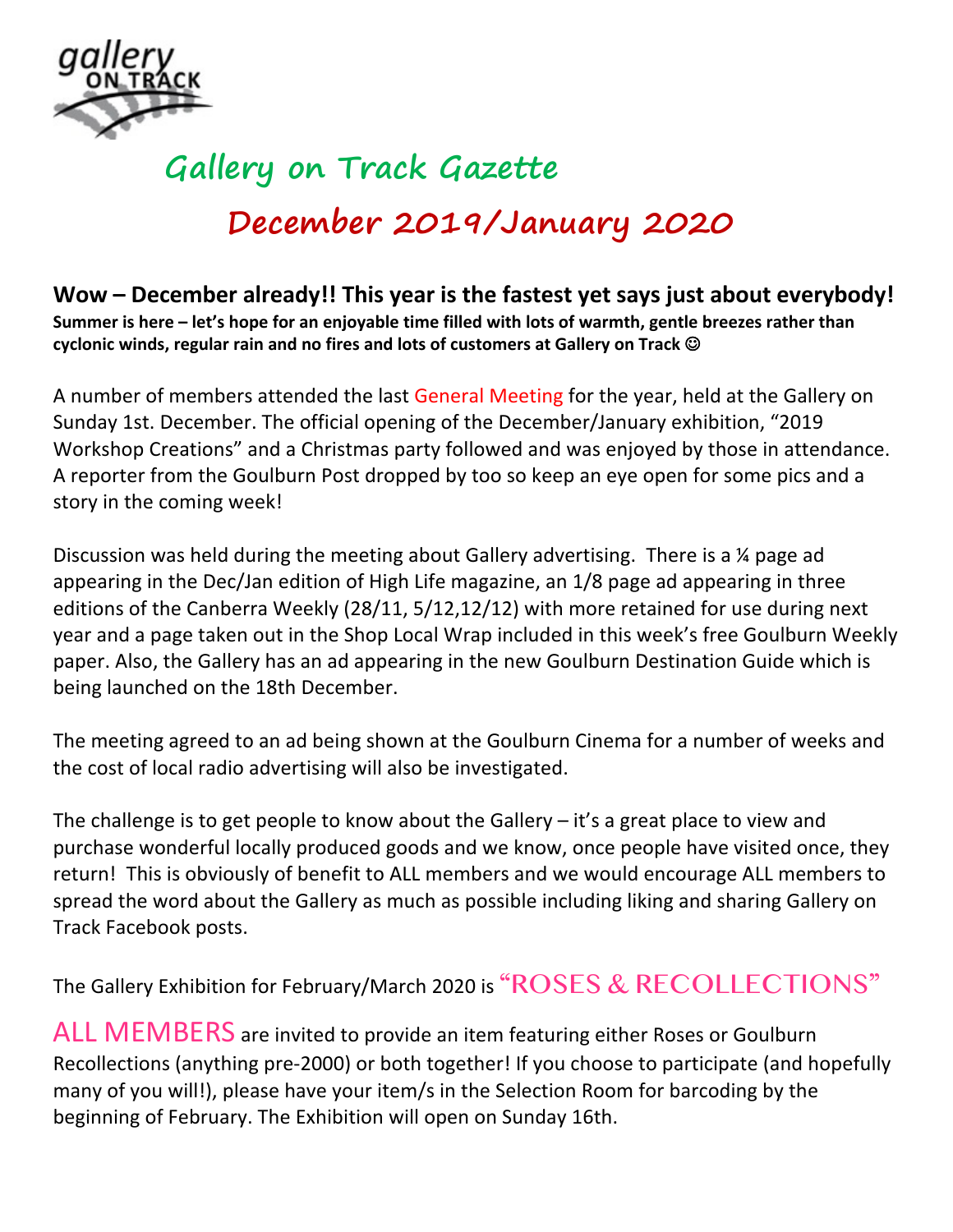gallery ON TRACK

# Gallery on Track Gazette

## December 2019/January 2020

**Wow – December already!! This year is the fastest yet says just about everybody!**

**Summer is here – let's hope for an enjoyable time filled with lots of warmth, gentle breezes rather than cyclonic winds, regular rain and no fires and lots of customers at Gallery on Track ☺**

A number of members attended the last General Meeting for the year, held at the Gallery on Sunday 1st. December. The official opening of the December/January exhibition, "2019 Workshop Creations" and a Christmas party followed and was enjoyed by those in attendance. A reporter from the Goulburn Post dropped by too so keep an eye open for some pics and a story in the coming week!

Discussion was held during the meeting about Gallery advertising. There is a ¼ page ad appearing in the Dec/Jan edition of High Life magazine, an 1/8 page ad appearing in three editions of the Canberra Weekly (28/11, 5/12,12/12) with more retained for use during next year and a page taken out in the Shop Local Wrap included in this week's free Goulburn Weekly paper. Also, the Gallery has an ad appearing in the new Goulburn Destination Guide which is being launched on the 18th December.

The meeting agreed to an ad being shown at the Goulburn Cinema for a number of weeks and the cost of local radio advertising will also be investigated.

The challenge is to get people to know about the Gallery – it's a great place to view and purchase wonderful locally produced goods and we know, once people have visited once, they return! This is obviously of benefit to ALL members and we would encourage ALL members to spread the word about the Gallery as much as possible including liking and sharing Gallery on Track Facebook posts.

The Gallery Exhibition for February/March 2020 is "ROSES & RECOLLECTIONS"

ALL MEMBERS are invited to provide an item featuring either Roses or Goulburn Recollections (anything pre-2000) or both together! If you choose to participate (and hopefully many of you will!), please have your item/s in the Selection Room for barcoding by the beginning of February. The Exhibition will open on Sunday 16th.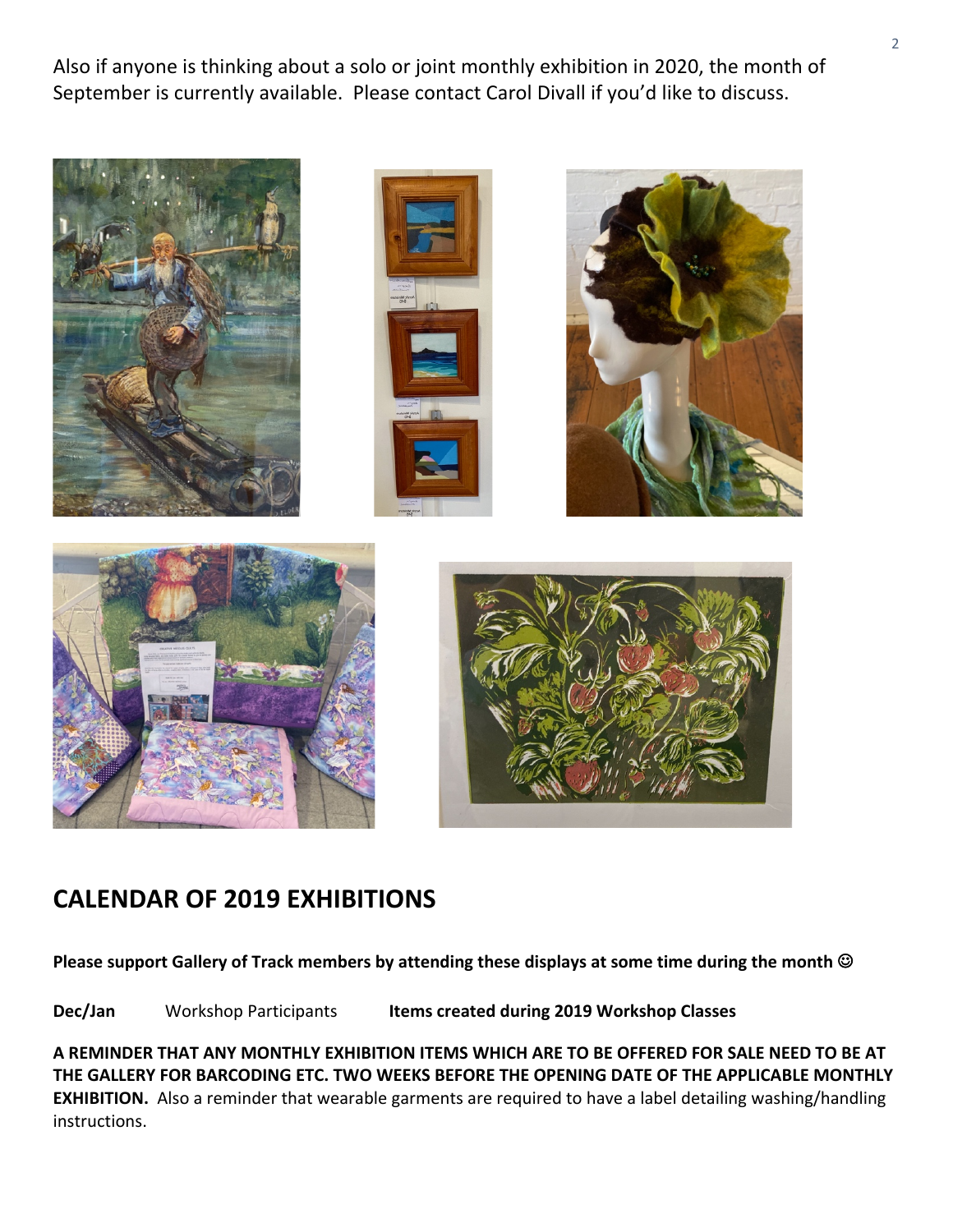Also if anyone is thinking about a solo or joint monthly exhibition in 2020, the month of September is currently available. Please contact Carol Divall if you'd like to discuss.

## CALENDAR OF 2019 EXHIBITIONS

**Please support Gallery of Track members by attending these displays at some time during the month ☺**

**Dec/Jan** Workshop Participants **Items created during 2019 Workshop Classes**

**A REMINDER THAT ANY MONTHLY EXHIBITION ITEMS WHICH ARE TO BE OFFERED FOR SALE NEED TO BE AT THE GALLERY FOR BARCODING ETC. TWO WEEKS BEFORE THE OPENING DATE OF THE APPLICABLE MONTHLY EXHIBITION.** Also a reminder that wearable garments are required to have a label detailing washing/handling instructions.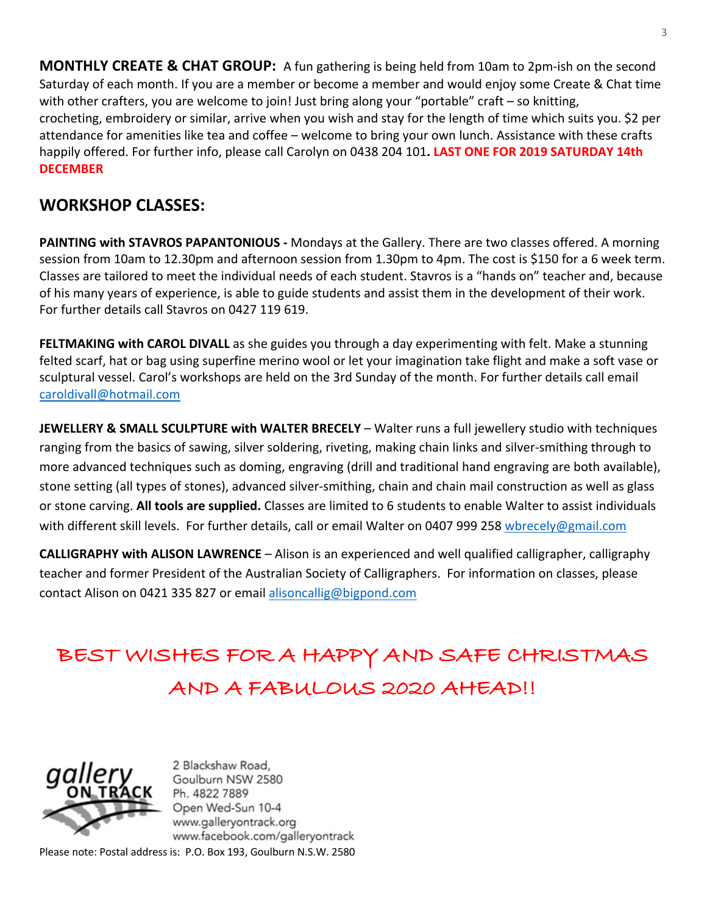**MONTHLY CREATE & CHAT GROUP:** A fun gathering is being held from 10am to 2pm-ish on the second Saturday of each month. If you are a member or become a member and would enjoy some Create & Chat time with other crafters, you are welcome to join! Just bring along your "portable" craft – so knitting, crocheting, embroidery or similar, arrive when you wish and stay for the length of time which suits you. $2 per attendance for amenities like tea and coffee – welcome to bring your own lunch. Assistance with these crafts happily offered. For further info, please call Carolyn on 0438 204 101**. LAST ONE FOR 2019 SATURDAY 14th DECEMBER**

## WORKSHOP CLASSES:

**PAINTING with STAVROS PAPANTONIOUS -** Mondays at the Gallery. There are two classes offered. A morning session from 10am to 12.30pm and afternoon session from 1.30pm to 4pm. The cost is $150 for a 6 week term. Classes are tailored to meet the individual needs of each student. Stavros is a "hands on" teacher and, because of his many years of experience, is able to guide students and assist them in the development of their work. For further details call Stavros on 0427 119 619.

**FELTMAKING with CAROL DIVALL** as she guides you through a day experimenting with felt. Make a stunning felted scarf, hat or bag using superfine merino wool or let your imagination take flight and make a soft vase or sculptural vessel. Carol's workshops are held on the 3rd Sunday of the month. For further details call email caroldivall@hotmail.com

**JEWELLERY & SMALL SCULPTURE with WALTER BRECELY** – Walter runs a full jewellery studio with techniques ranging from the basics of sawing, silver soldering, riveting, making chain links and silver-smithing through to more advanced techniques such as doming, engraving (drill and traditional hand engraving are both available), stone setting (all types of stones), advanced silver-smithing, chain and chain mail construction as well as glass or stone carving. **All tools are supplied.** Classes are limited to 6 students to enable Walter to assist individuals with different skill levels. For further details, call or email Walter on 0407 999 258 wbrecely@gmail.com

**CALLIGRAPHY with ALISON LAWRENCE** – Alison is an experienced and well qualified calligrapher, calligraphy teacher and former President of the Australian Society of Calligraphers. For information on classes, please contact Alison on 0421 335 827 or email alisoncallig@bigpond.com

BEST WISHES FOR A HAPPY AND SAFE CHRISTMAS

AND A FABULOUS 2020 AHEAD!!

gallery ON TRACK

2 Blackshaw Road,
Goulburn NSW 2580
Ph. 4822 7889
Open Wed-Sun 10-4
www.galleryontrack.org
www.facebook.com/galleryontrack

Please note: Postal address is: P.O. Box 193, Goulburn N.S.W. 2580